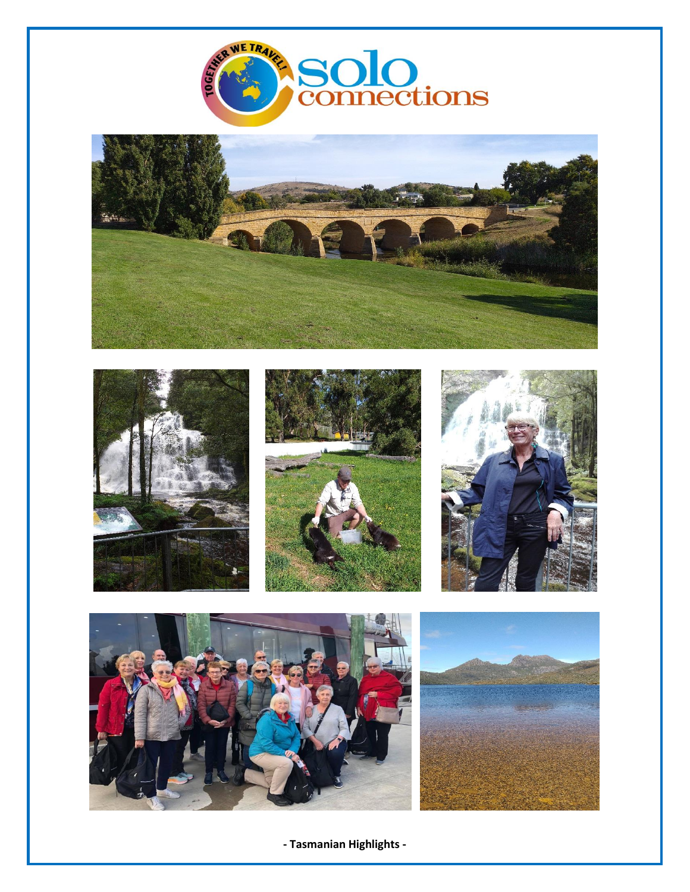**- Tasmanian Highlights -**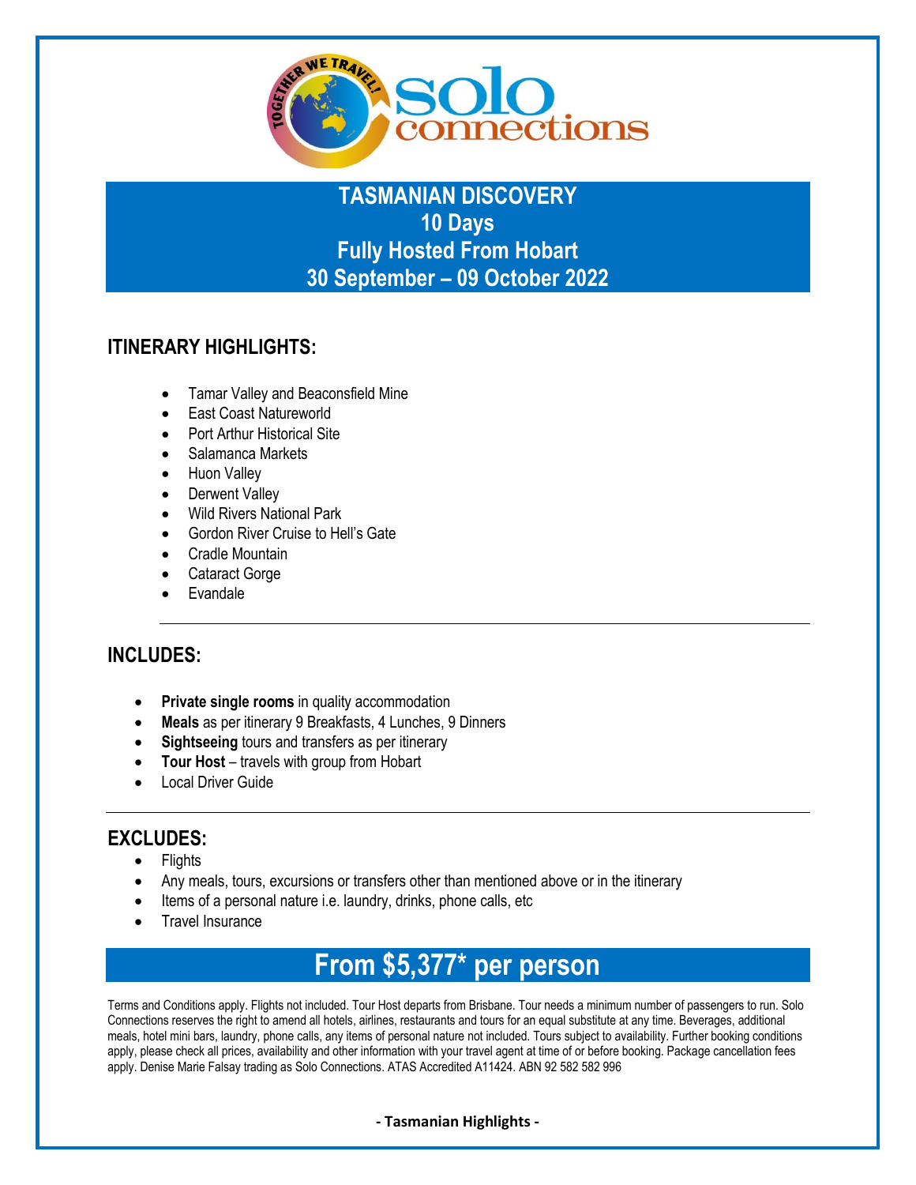# TASMANIAN DISCOVERY
## 10 Days
## Fully Hosted From Hobart
## 30 September – 09 October 2022

## ITINERARY HIGHLIGHTS:

- Tamar Valley and Beaconsfield Mine
- East Coast Natureworld
- Port Arthur Historical Site
- Salamanca Markets
- Huon Valley
- Derwent Valley
- Wild Rivers National Park
- Gordon River Cruise to Hell's Gate
- Cradle Mountain
- Cataract Gorge
- Evandale

---

## INCLUDES:

- **Private single rooms** in quality accommodation
- **Meals** as per itinerary 9 Breakfasts, 4 Lunches, 9 Dinners
- **Sightseeing** tours and transfers as per itinerary
- **Tour Host** – travels with group from Hobart
- Local Driver Guide

---

## EXCLUDES:

- Flights
- Any meals, tours, excursions or transfers other than mentioned above or in the itinerary
- Items of a personal nature i.e. laundry, drinks, phone calls, etc
- Travel Insurance

# From $5,377* per person

Terms and Conditions apply. Flights not included. Tour Host departs from Brisbane. Tour needs a minimum number of passengers to run. Solo Connections reserves the right to amend all hotels, airlines, restaurants and tours for an equal substitute at any time. Beverages, additional meals, hotel mini bars, laundry, phone calls, any items of personal nature not included. Tours subject to availability. Further booking conditions apply, please check all prices, availability and other information with your travel agent at time of or before booking. Package cancellation fees apply. Denise Marie Falsay trading as Solo Connections. ATAS Accredited A11424. ABN 92 582 582 996

**- Tasmanian Highlights -**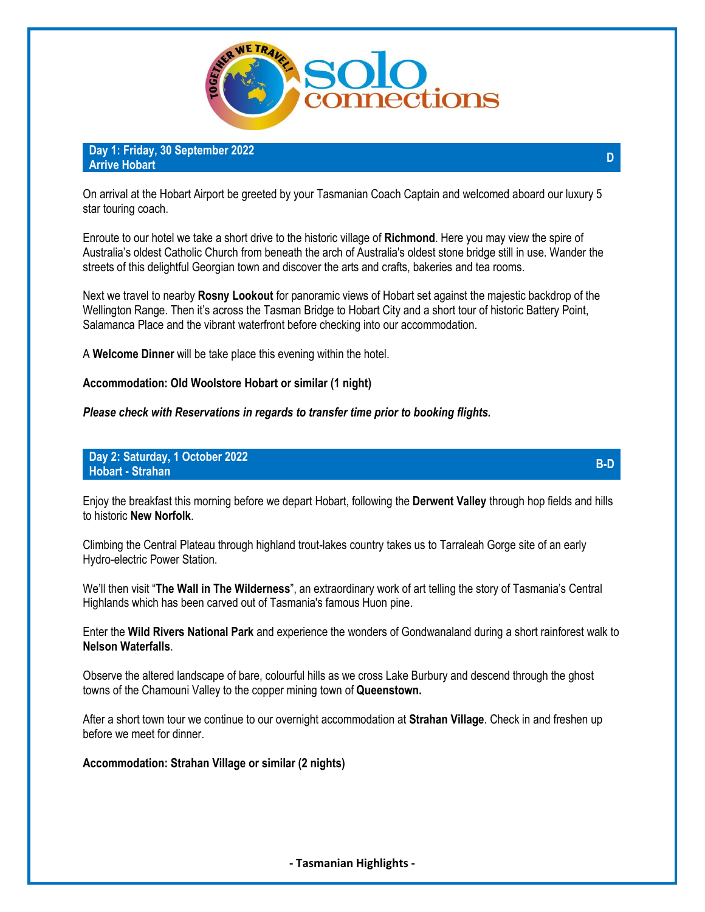## Day 1: Friday, 30 September 2022
## Arrive Hobart

**D**

On arrival at the Hobart Airport be greeted by your Tasmanian Coach Captain and welcomed aboard our luxury 5 star touring coach.

Enroute to our hotel we take a short drive to the historic village of **Richmond**. Here you may view the spire of Australia's oldest Catholic Church from beneath the arch of Australia's oldest stone bridge still in use. Wander the streets of this delightful Georgian town and discover the arts and crafts, bakeries and tea rooms.

Next we travel to nearby **Rosny Lookout** for panoramic views of Hobart set against the majestic backdrop of the Wellington Range. Then it's across the Tasman Bridge to Hobart City and a short tour of historic Battery Point, Salamanca Place and the vibrant waterfront before checking into our accommodation.

A **Welcome Dinner** will be take place this evening within the hotel.

**Accommodation: Old Woolstore Hobart or similar (1 night)**

***Please check with Reservations in regards to transfer time prior to booking flights.***

## Day 2: Saturday, 1 October 2022
## Hobart - Strahan

**B-D**

Enjoy the breakfast this morning before we depart Hobart, following the **Derwent Valley** through hop fields and hills to historic **New Norfolk**.

Climbing the Central Plateau through highland trout-lakes country takes us to Tarraleah Gorge site of an early Hydro-electric Power Station.

We'll then visit "**The Wall in The Wilderness**", an extraordinary work of art telling the story of Tasmania's Central Highlands which has been carved out of Tasmania's famous Huon pine.

Enter the **Wild Rivers National Park** and experience the wonders of Gondwanaland during a short rainforest walk to **Nelson Waterfalls**.

Observe the altered landscape of bare, colourful hills as we cross Lake Burbury and descend through the ghost towns of the Chamouni Valley to the copper mining town of **Queenstown.**

After a short town tour we continue to our overnight accommodation at **Strahan Village**. Check in and freshen up before we meet for dinner.

**Accommodation: Strahan Village or similar (2 nights)**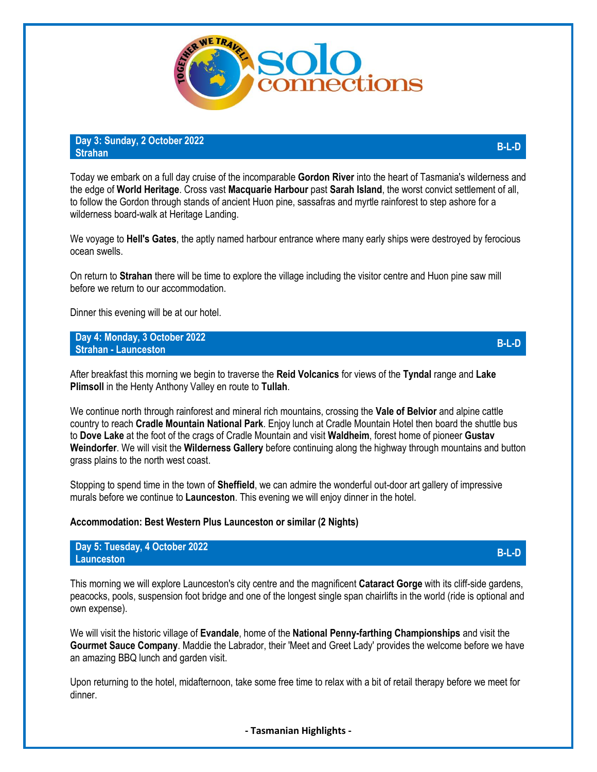## Day 3: Sunday, 2 October 2022
## Strahan

**B-L-D**

Today we embark on a full day cruise of the incomparable **Gordon River** into the heart of Tasmania's wilderness and the edge of **World Heritage**. Cross vast **Macquarie Harbour** past **Sarah Island**, the worst convict settlement of all, to follow the Gordon through stands of ancient Huon pine, sassafras and myrtle rainforest to step ashore for a wilderness board-walk at Heritage Landing.

We voyage to **Hell's Gates**, the aptly named harbour entrance where many early ships were destroyed by ferocious ocean swells.

On return to **Strahan** there will be time to explore the village including the visitor centre and Huon pine saw mill before we return to our accommodation.

Dinner this evening will be at our hotel.

## Day 4: Monday, 3 October 2022
## Strahan - Launceston

**B-L-D**

After breakfast this morning we begin to traverse the **Reid Volcanics** for views of the **Tyndal** range and **Lake Plimsoll** in the Henty Anthony Valley en route to **Tullah**.

We continue north through rainforest and mineral rich mountains, crossing the **Vale of Belvior** and alpine cattle country to reach **Cradle Mountain National Park**. Enjoy lunch at Cradle Mountain Hotel then board the shuttle bus to **Dove Lake** at the foot of the crags of Cradle Mountain and visit **Waldheim**, forest home of pioneer **Gustav Weindorfer**. We will visit the **Wilderness Gallery** before continuing along the highway through mountains and button grass plains to the north west coast.

Stopping to spend time in the town of **Sheffield**, we can admire the wonderful out-door art gallery of impressive murals before we continue to **Launceston**. This evening we will enjoy dinner in the hotel.

**Accommodation: Best Western Plus Launceston or similar (2 Nights)**

## Day 5: Tuesday, 4 October 2022
## Launceston

**B-L-D**

This morning we will explore Launceston's city centre and the magnificent **Cataract Gorge** with its cliff-side gardens, peacocks, pools, suspension foot bridge and one of the longest single span chairlifts in the world (ride is optional and own expense).

We will visit the historic village of **Evandale**, home of the **National Penny-farthing Championships** and visit the **Gourmet Sauce Company**. Maddie the Labrador, their 'Meet and Greet Lady' provides the welcome before we have an amazing BBQ lunch and garden visit.

Upon returning to the hotel, midafternoon, take some free time to relax with a bit of retail therapy before we meet for dinner.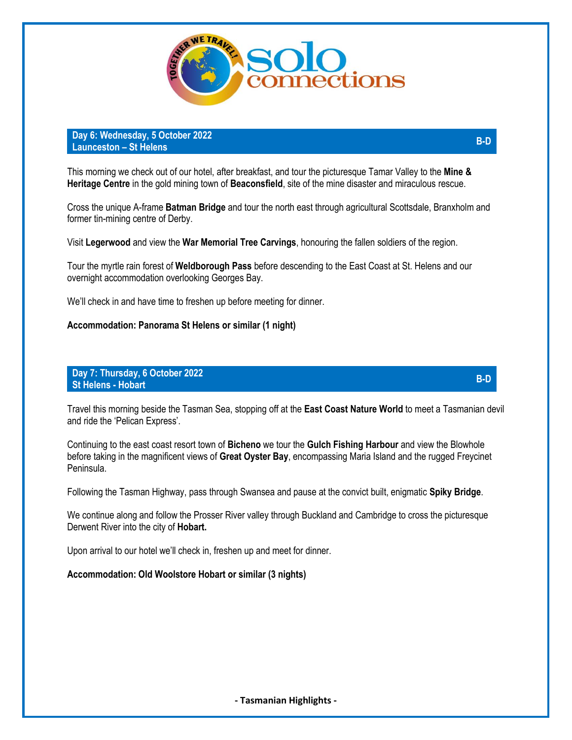## Day 6: Wednesday, 5 October 2022
## Launceston – St Helens

**B-D**

This morning we check out of our hotel, after breakfast, and tour the picturesque Tamar Valley to the **Mine & Heritage Centre** in the gold mining town of **Beaconsfield**, site of the mine disaster and miraculous rescue.

Cross the unique A-frame **Batman Bridge** and tour the north east through agricultural Scottsdale, Branxholm and former tin-mining centre of Derby.

Visit **Legerwood** and view the **War Memorial Tree Carvings**, honouring the fallen soldiers of the region.

Tour the myrtle rain forest of **Weldborough Pass** before descending to the East Coast at St. Helens and our overnight accommodation overlooking Georges Bay.

We'll check in and have time to freshen up before meeting for dinner.

**Accommodation: Panorama St Helens or similar (1 night)**

## Day 7: Thursday, 6 October 2022
## St Helens - Hobart

**B-D**

Travel this morning beside the Tasman Sea, stopping off at the **East Coast Nature World** to meet a Tasmanian devil and ride the 'Pelican Express'.

Continuing to the east coast resort town of **Bicheno** we tour the **Gulch Fishing Harbour** and view the Blowhole before taking in the magnificent views of **Great Oyster Bay**, encompassing Maria Island and the rugged Freycinet Peninsula.

Following the Tasman Highway, pass through Swansea and pause at the convict built, enigmatic **Spiky Bridge**.

We continue along and follow the Prosser River valley through Buckland and Cambridge to cross the picturesque Derwent River into the city of **Hobart.**

Upon arrival to our hotel we'll check in, freshen up and meet for dinner.

**Accommodation: Old Woolstore Hobart or similar (3 nights)**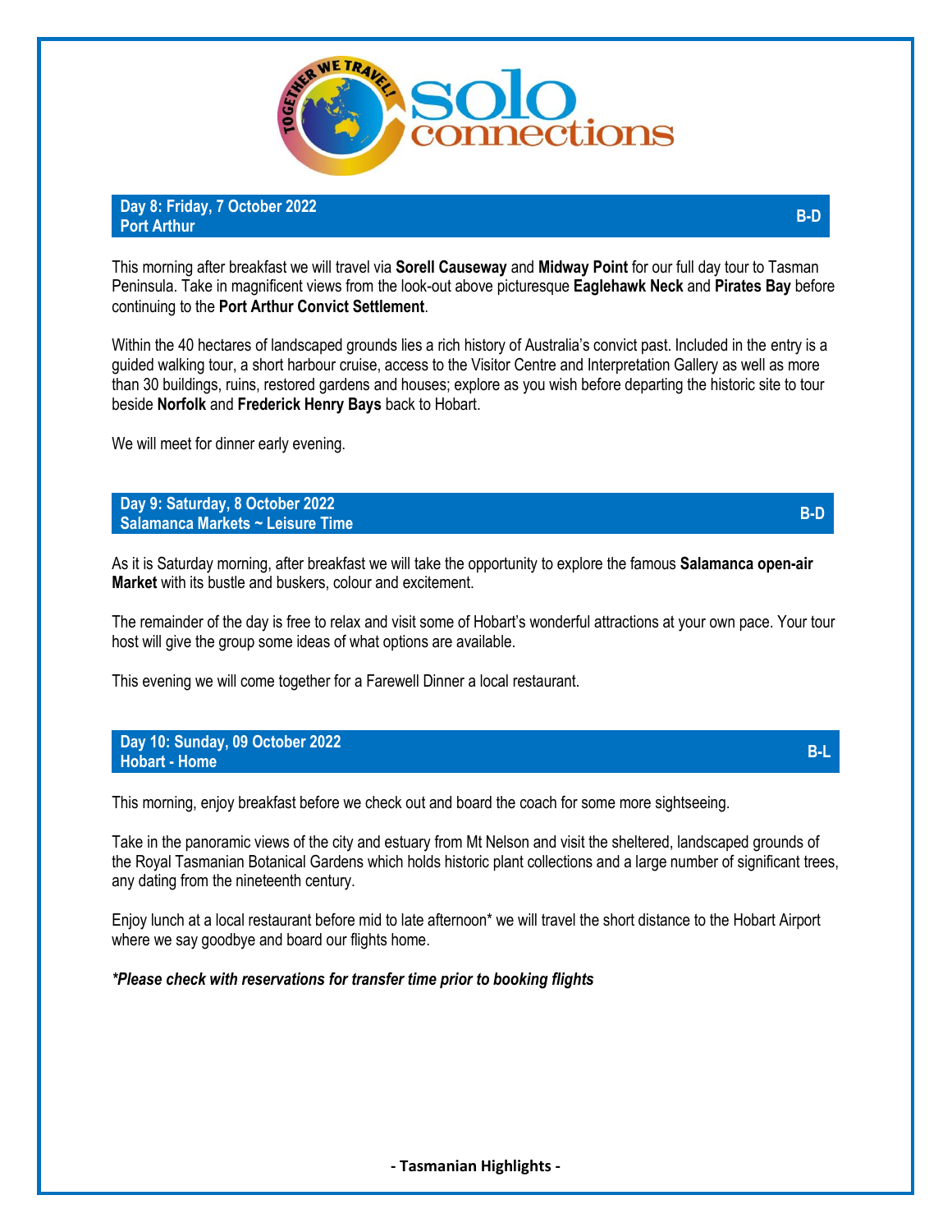## Day 8: Friday, 7 October 2022
## Port Arthur **B-D**

This morning after breakfast we will travel via **Sorell Causeway** and **Midway Point** for our full day tour to Tasman Peninsula. Take in magnificent views from the look-out above picturesque **Eaglehawk Neck** and **Pirates Bay** before continuing to the **Port Arthur Convict Settlement**.

Within the 40 hectares of landscaped grounds lies a rich history of Australia's convict past. Included in the entry is a guided walking tour, a short harbour cruise, access to the Visitor Centre and Interpretation Gallery as well as more than 30 buildings, ruins, restored gardens and houses; explore as you wish before departing the historic site to tour beside **Norfolk** and **Frederick Henry Bays** back to Hobart.

We will meet for dinner early evening.

## Day 9: Saturday, 8 October 2022
## Salamanca Markets ~ Leisure Time **B-D**

As it is Saturday morning, after breakfast we will take the opportunity to explore the famous **Salamanca open-air Market** with its bustle and buskers, colour and excitement.

The remainder of the day is free to relax and visit some of Hobart's wonderful attractions at your own pace. Your tour host will give the group some ideas of what options are available.

This evening we will come together for a Farewell Dinner a local restaurant.

## Day 10: Sunday, 09 October 2022
## Hobart - Home **B-L**

This morning, enjoy breakfast before we check out and board the coach for some more sightseeing.

Take in the panoramic views of the city and estuary from Mt Nelson and visit the sheltered, landscaped grounds of the Royal Tasmanian Botanical Gardens which holds historic plant collections and a large number of significant trees, any dating from the nineteenth century.

Enjoy lunch at a local restaurant before mid to late afternoon* we will travel the short distance to the Hobart Airport where we say goodbye and board our flights home.

***Please check with reservations for transfer time prior to booking flights***